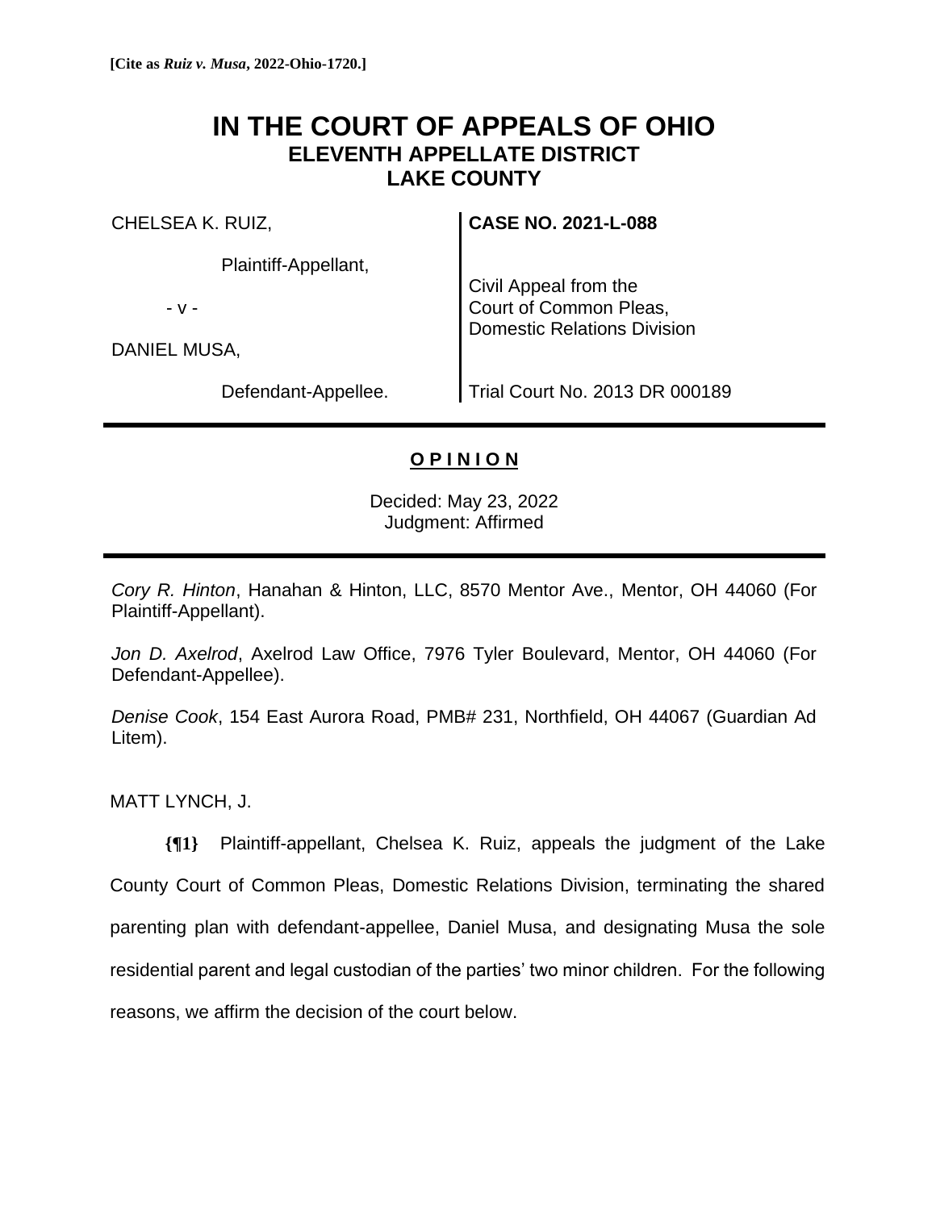**[Cite as *Ruiz v. Musa*, 2022-Ohio-1720.]**

# IN THE COURT OF APPEALS OF OHIO
## ELEVENTH APPELLATE DISTRICT
## LAKE COUNTY

| | |
|---|---|
| CHELSEA K. RUIZ,<br><br>Plaintiff-Appellant,<br><br>- v -<br><br>DANIEL MUSA,<br><br>Defendant-Appellee. | **CASE NO. 2021-L-088**<br><br>Civil Appeal from the Court of Common Pleas, Domestic Relations Division<br><br>Trial Court No. 2013 DR 000189 |

**O P I N I O N**

Decided: May 23, 2022
Judgment: Affirmed

*Cory R. Hinton*, Hanahan & Hinton, LLC, 8570 Mentor Ave., Mentor, OH 44060 (For Plaintiff-Appellant).

*Jon D. Axelrod*, Axelrod Law Office, 7976 Tyler Boulevard, Mentor, OH 44060 (For Defendant-Appellee).

*Denise Cook*, 154 East Aurora Road, PMB# 231, Northfield, OH 44067 (Guardian Ad Litem).

MATT LYNCH, J.

**{¶1}** Plaintiff-appellant, Chelsea K. Ruiz, appeals the judgment of the Lake County Court of Common Pleas, Domestic Relations Division, terminating the shared parenting plan with defendant-appellee, Daniel Musa, and designating Musa the sole residential parent and legal custodian of the parties' two minor children. For the following reasons, we affirm the decision of the court below.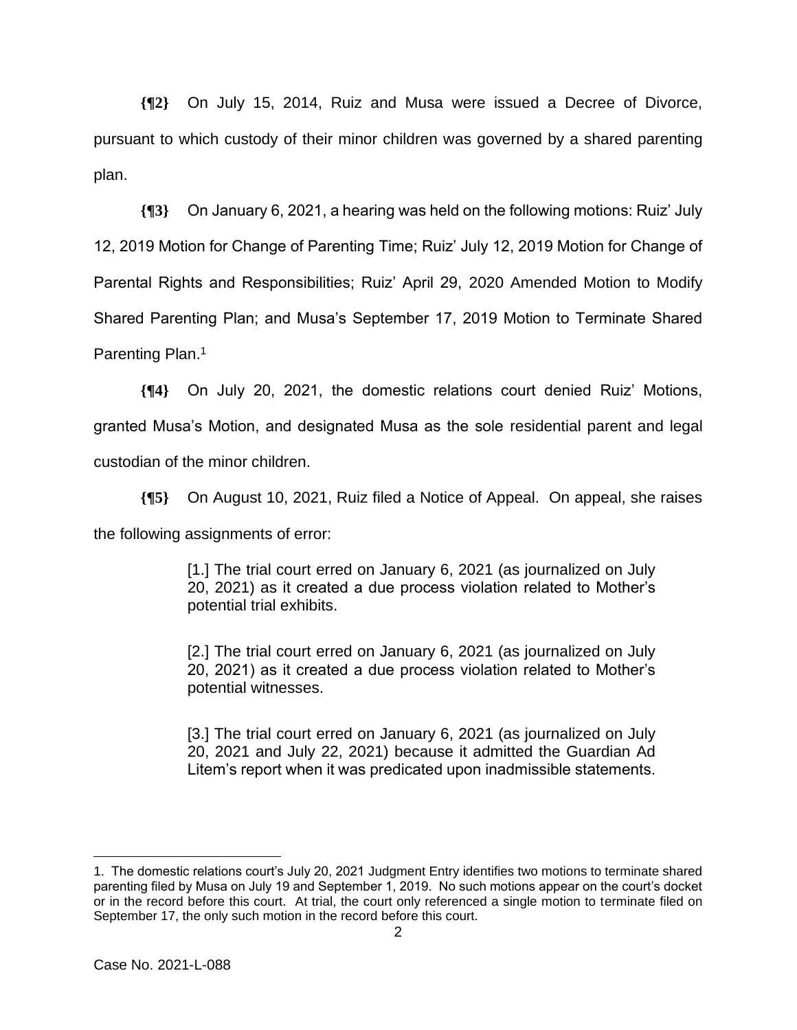**{¶2}** On July 15, 2014, Ruiz and Musa were issued a Decree of Divorce, pursuant to which custody of their minor children was governed by a shared parenting plan.

**{¶3}** On January 6, 2021, a hearing was held on the following motions: Ruiz' July 12, 2019 Motion for Change of Parenting Time; Ruiz' July 12, 2019 Motion for Change of Parental Rights and Responsibilities; Ruiz' April 29, 2020 Amended Motion to Modify Shared Parenting Plan; and Musa's September 17, 2019 Motion to Terminate Shared Parenting Plan.[1]

**{¶4}** On July 20, 2021, the domestic relations court denied Ruiz' Motions, granted Musa's Motion, and designated Musa as the sole residential parent and legal custodian of the minor children.

**{¶5}** On August 10, 2021, Ruiz filed a Notice of Appeal. On appeal, she raises the following assignments of error:

> [1.] The trial court erred on January 6, 2021 (as journalized on July 20, 2021) as it created a due process violation related to Mother's potential trial exhibits.
>
> [2.] The trial court erred on January 6, 2021 (as journalized on July 20, 2021) as it created a due process violation related to Mother's potential witnesses.
>
> [3.] The trial court erred on January 6, 2021 (as journalized on July 20, 2021 and July 22, 2021) because it admitted the Guardian Ad Litem's report when it was predicated upon inadmissible statements.

---

1. The domestic relations court's July 20, 2021 Judgment Entry identifies two motions to terminate shared parenting filed by Musa on July 19 and September 1, 2019. No such motions appear on the court's docket or in the record before this court. At trial, the court only referenced a single motion to terminate filed on September 17, the only such motion in the record before this court.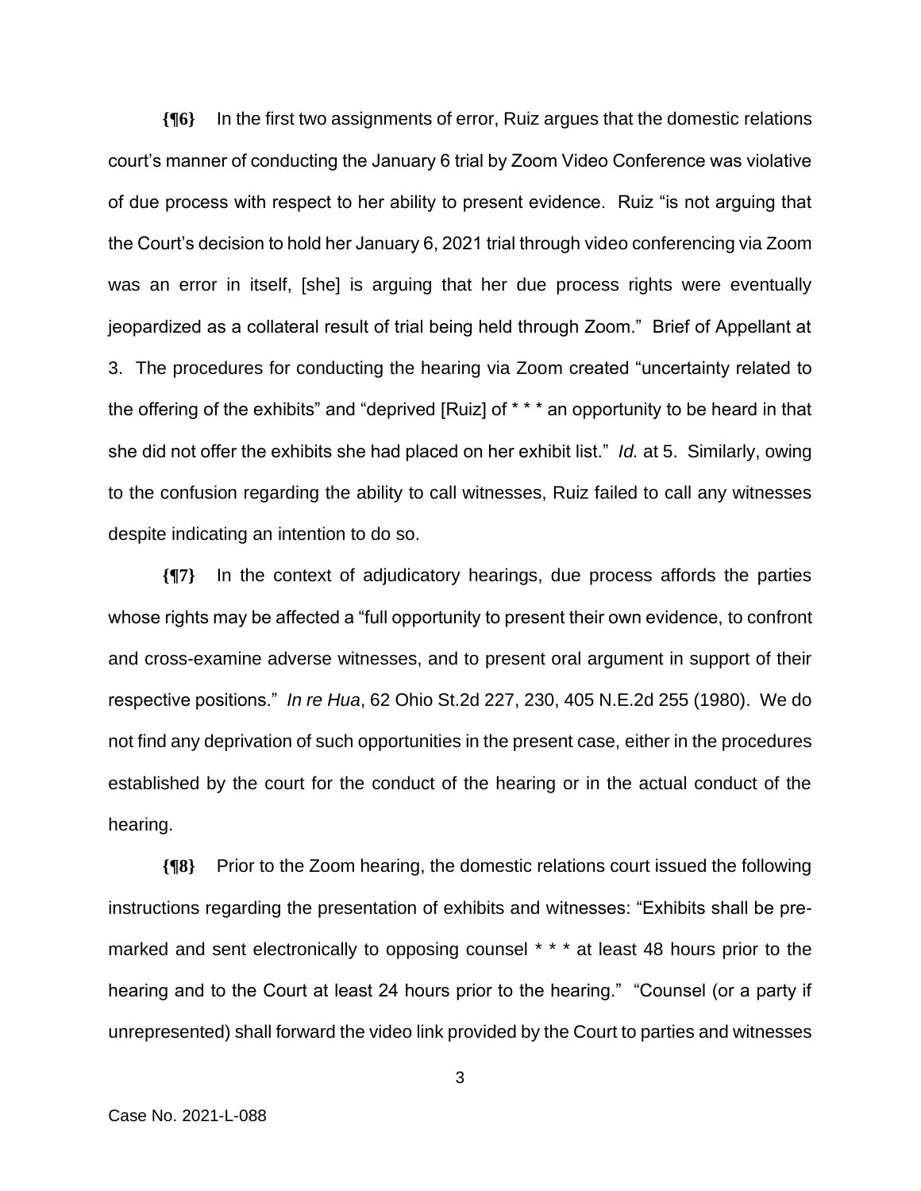**{¶6}** In the first two assignments of error, Ruiz argues that the domestic relations court's manner of conducting the January 6 trial by Zoom Video Conference was violative of due process with respect to her ability to present evidence. Ruiz "is not arguing that the Court's decision to hold her January 6, 2021 trial through video conferencing via Zoom was an error in itself, [she] is arguing that her due process rights were eventually jeopardized as a collateral result of trial being held through Zoom." Brief of Appellant at 3. The procedures for conducting the hearing via Zoom created "uncertainty related to the offering of the exhibits" and "deprived [Ruiz] of * * * an opportunity to be heard in that she did not offer the exhibits she had placed on her exhibit list." *Id.* at 5. Similarly, owing to the confusion regarding the ability to call witnesses, Ruiz failed to call any witnesses despite indicating an intention to do so.

**{¶7}** In the context of adjudicatory hearings, due process affords the parties whose rights may be affected a "full opportunity to present their own evidence, to confront and cross-examine adverse witnesses, and to present oral argument in support of their respective positions." *In re Hua*, 62 Ohio St.2d 227, 230, 405 N.E.2d 255 (1980). We do not find any deprivation of such opportunities in the present case, either in the procedures established by the court for the conduct of the hearing or in the actual conduct of the hearing.

**{¶8}** Prior to the Zoom hearing, the domestic relations court issued the following instructions regarding the presentation of exhibits and witnesses: "Exhibits shall be pre-marked and sent electronically to opposing counsel * * * at least 48 hours prior to the hearing and to the Court at least 24 hours prior to the hearing." "Counsel (or a party if unrepresented) shall forward the video link provided by the Court to parties and witnesses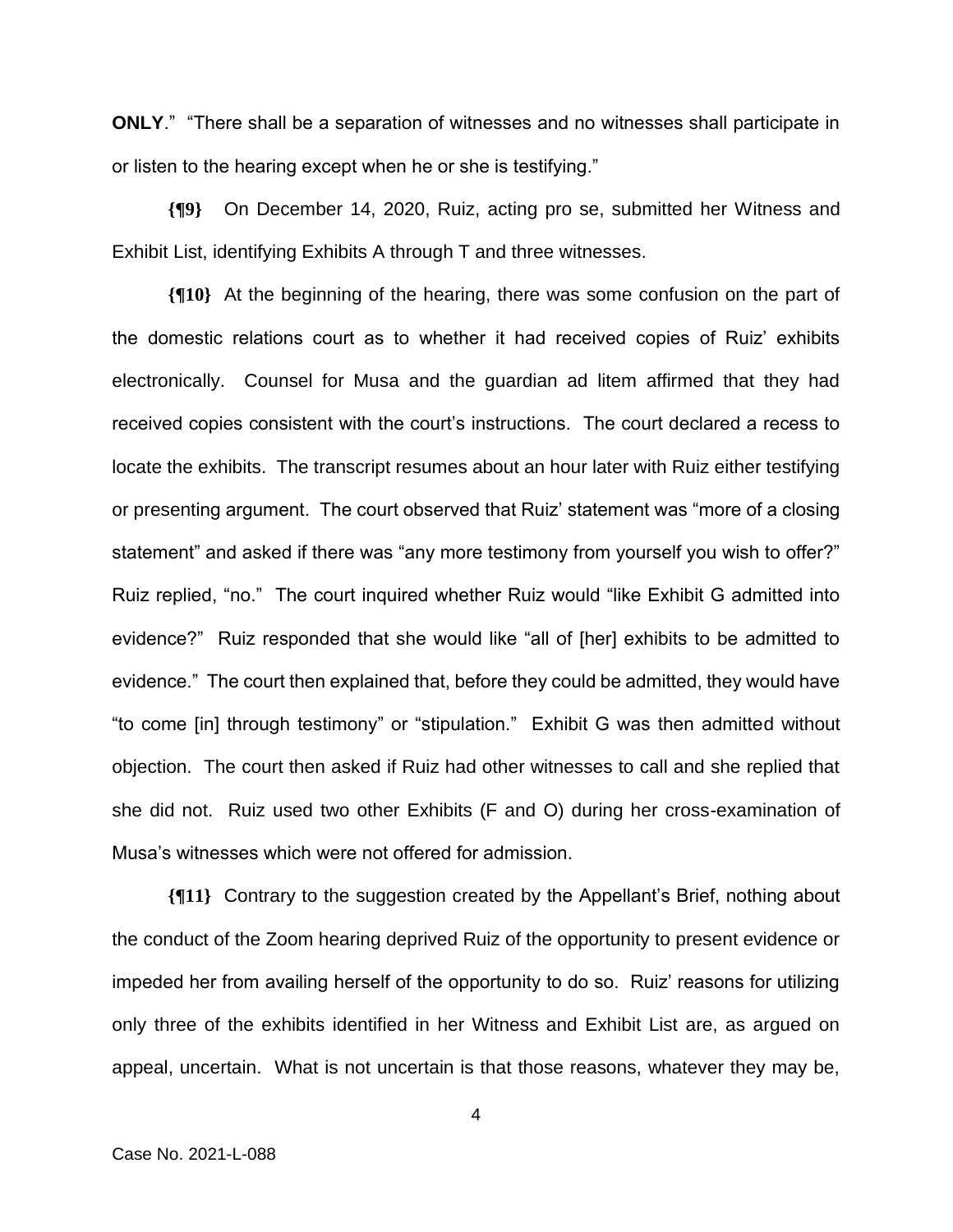**ONLY**." "There shall be a separation of witnesses and no witnesses shall participate in or listen to the hearing except when he or she is testifying."

**{¶9}** On December 14, 2020, Ruiz, acting pro se, submitted her Witness and Exhibit List, identifying Exhibits A through T and three witnesses.

**{¶10}** At the beginning of the hearing, there was some confusion on the part of the domestic relations court as to whether it had received copies of Ruiz' exhibits electronically. Counsel for Musa and the guardian ad litem affirmed that they had received copies consistent with the court's instructions. The court declared a recess to locate the exhibits. The transcript resumes about an hour later with Ruiz either testifying or presenting argument. The court observed that Ruiz' statement was "more of a closing statement" and asked if there was "any more testimony from yourself you wish to offer?" Ruiz replied, "no." The court inquired whether Ruiz would "like Exhibit G admitted into evidence?" Ruiz responded that she would like "all of [her] exhibits to be admitted to evidence." The court then explained that, before they could be admitted, they would have "to come [in] through testimony" or "stipulation." Exhibit G was then admitted without objection. The court then asked if Ruiz had other witnesses to call and she replied that she did not. Ruiz used two other Exhibits (F and O) during her cross-examination of Musa's witnesses which were not offered for admission.

**{¶11}** Contrary to the suggestion created by the Appellant's Brief, nothing about the conduct of the Zoom hearing deprived Ruiz of the opportunity to present evidence or impeded her from availing herself of the opportunity to do so. Ruiz' reasons for utilizing only three of the exhibits identified in her Witness and Exhibit List are, as argued on appeal, uncertain. What is not uncertain is that those reasons, whatever they may be,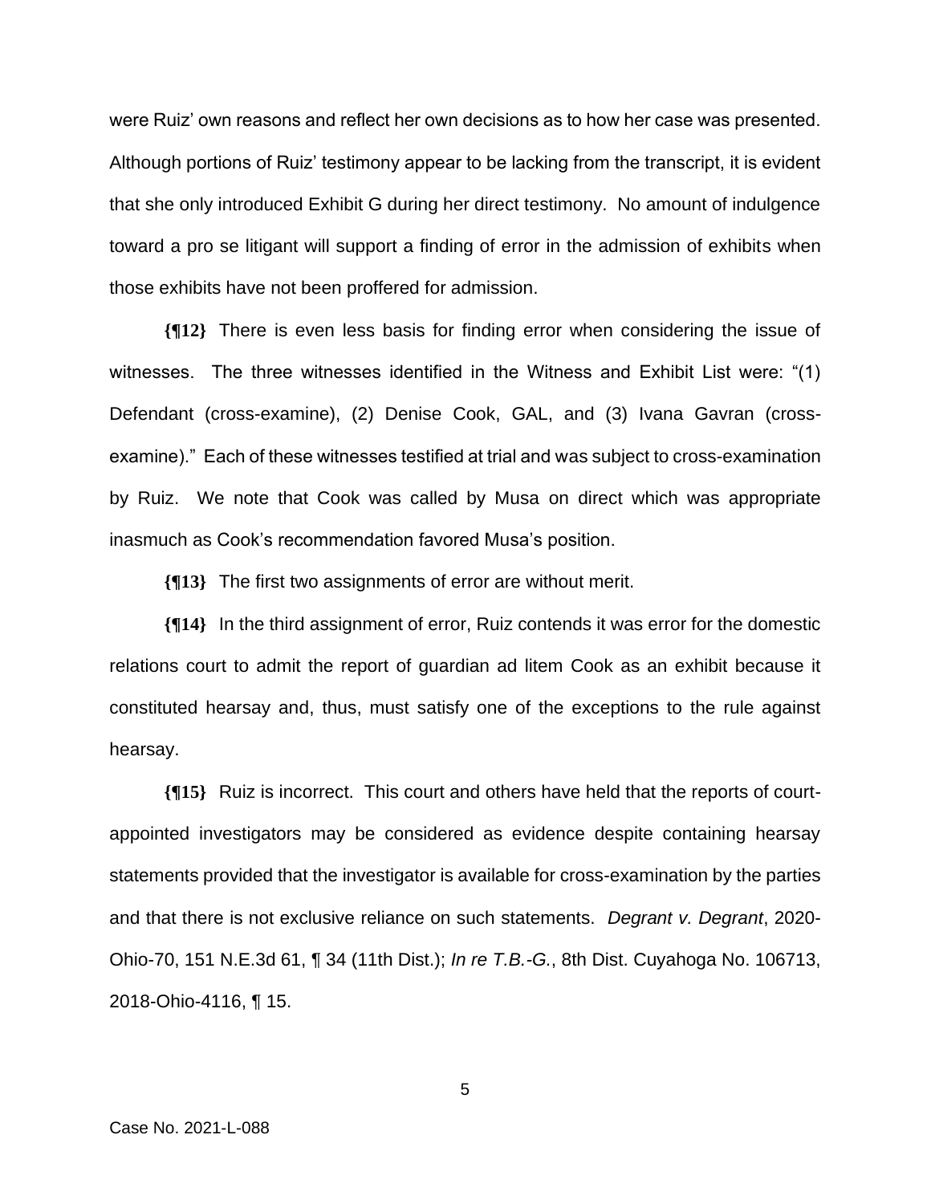were Ruiz' own reasons and reflect her own decisions as to how her case was presented. Although portions of Ruiz' testimony appear to be lacking from the transcript, it is evident that she only introduced Exhibit G during her direct testimony. No amount of indulgence toward a pro se litigant will support a finding of error in the admission of exhibits when those exhibits have not been proffered for admission.

**{¶12}** There is even less basis for finding error when considering the issue of witnesses. The three witnesses identified in the Witness and Exhibit List were: "(1) Defendant (cross-examine), (2) Denise Cook, GAL, and (3) Ivana Gavran (cross-examine)." Each of these witnesses testified at trial and was subject to cross-examination by Ruiz. We note that Cook was called by Musa on direct which was appropriate inasmuch as Cook's recommendation favored Musa's position.

**{¶13}** The first two assignments of error are without merit.

**{¶14}** In the third assignment of error, Ruiz contends it was error for the domestic relations court to admit the report of guardian ad litem Cook as an exhibit because it constituted hearsay and, thus, must satisfy one of the exceptions to the rule against hearsay.

**{¶15}** Ruiz is incorrect. This court and others have held that the reports of court-appointed investigators may be considered as evidence despite containing hearsay statements provided that the investigator is available for cross-examination by the parties and that there is not exclusive reliance on such statements. *Degrant v. Degrant*, 2020-Ohio-70, 151 N.E.3d 61, ¶ 34 (11th Dist.); *In re T.B.-G.*, 8th Dist. Cuyahoga No. 106713, 2018-Ohio-4116, ¶ 15.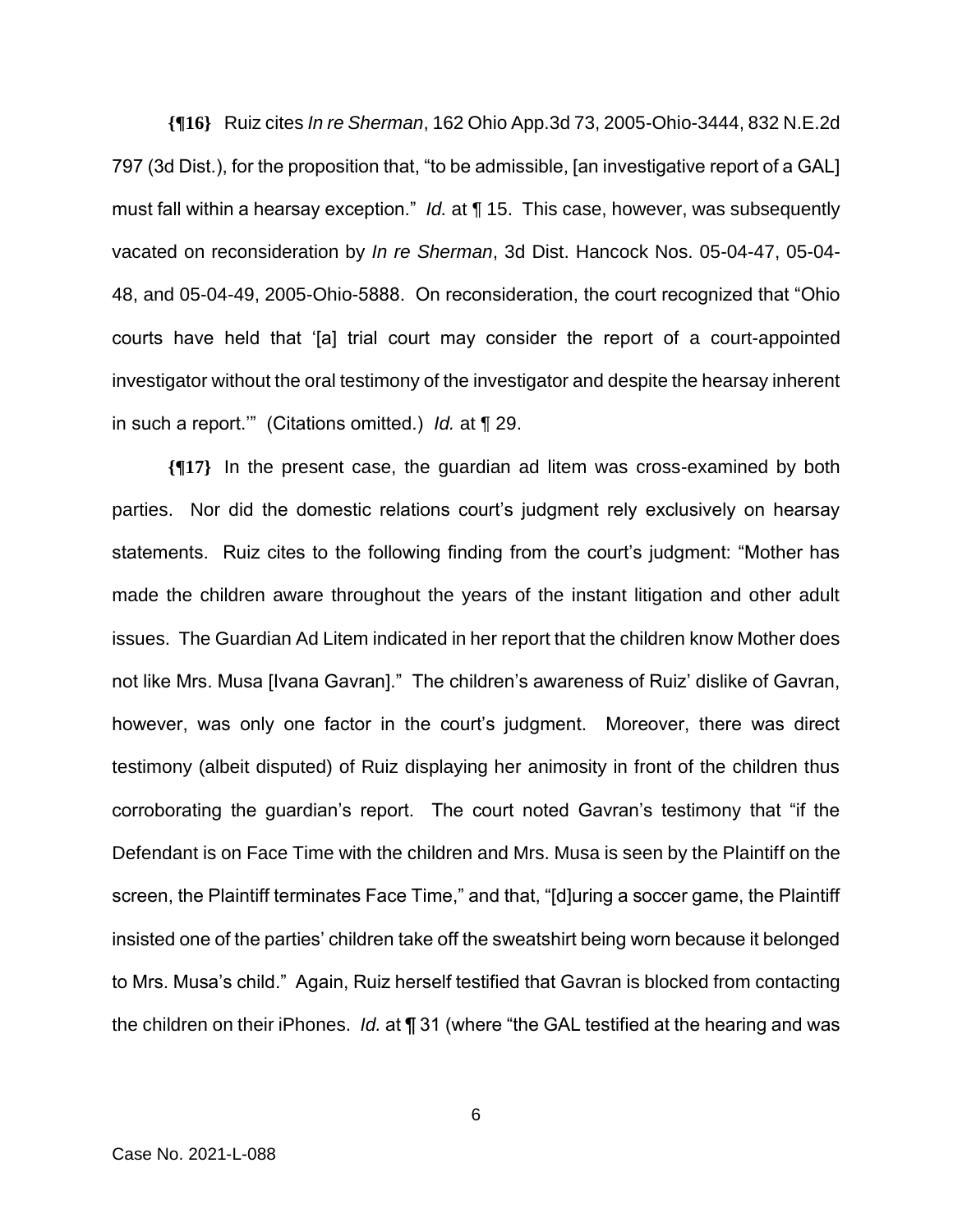**{¶16}** Ruiz cites *In re Sherman*, 162 Ohio App.3d 73, 2005-Ohio-3444, 832 N.E.2d 797 (3d Dist.), for the proposition that, "to be admissible, [an investigative report of a GAL] must fall within a hearsay exception." *Id.* at ¶ 15. This case, however, was subsequently vacated on reconsideration by *In re Sherman*, 3d Dist. Hancock Nos. 05-04-47, 05-04-48, and 05-04-49, 2005-Ohio-5888. On reconsideration, the court recognized that "Ohio courts have held that '[a] trial court may consider the report of a court-appointed investigator without the oral testimony of the investigator and despite the hearsay inherent in such a report.'" (Citations omitted.) *Id.* at ¶ 29.

**{¶17}** In the present case, the guardian ad litem was cross-examined by both parties. Nor did the domestic relations court's judgment rely exclusively on hearsay statements. Ruiz cites to the following finding from the court's judgment: "Mother has made the children aware throughout the years of the instant litigation and other adult issues. The Guardian Ad Litem indicated in her report that the children know Mother does not like Mrs. Musa [Ivana Gavran]." The children's awareness of Ruiz' dislike of Gavran, however, was only one factor in the court's judgment. Moreover, there was direct testimony (albeit disputed) of Ruiz displaying her animosity in front of the children thus corroborating the guardian's report. The court noted Gavran's testimony that "if the Defendant is on Face Time with the children and Mrs. Musa is seen by the Plaintiff on the screen, the Plaintiff terminates Face Time," and that, "[d]uring a soccer game, the Plaintiff insisted one of the parties' children take off the sweatshirt being worn because it belonged to Mrs. Musa's child." Again, Ruiz herself testified that Gavran is blocked from contacting the children on their iPhones. *Id.* at ¶ 31 (where "the GAL testified at the hearing and was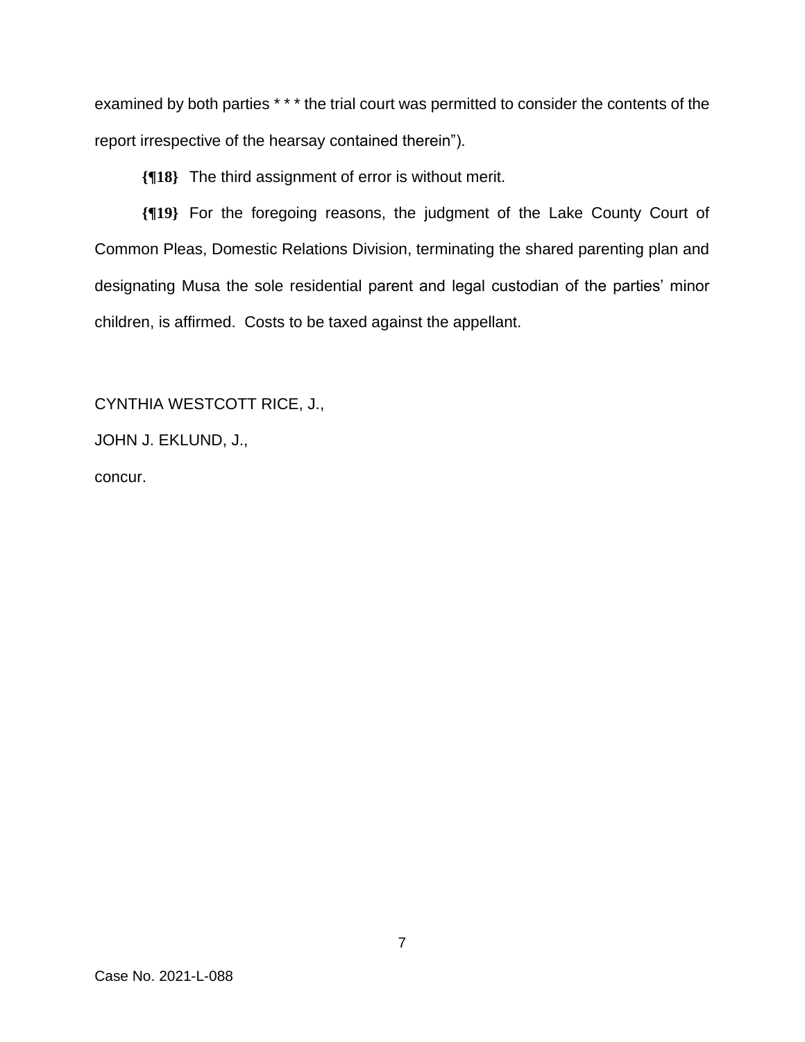examined by both parties * * * the trial court was permitted to consider the contents of the report irrespective of the hearsay contained therein").

**{¶18}** The third assignment of error is without merit.

**{¶19}** For the foregoing reasons, the judgment of the Lake County Court of Common Pleas, Domestic Relations Division, terminating the shared parenting plan and designating Musa the sole residential parent and legal custodian of the parties' minor children, is affirmed. Costs to be taxed against the appellant.

CYNTHIA WESTCOTT RICE, J.,

JOHN J. EKLUND, J.,

concur.